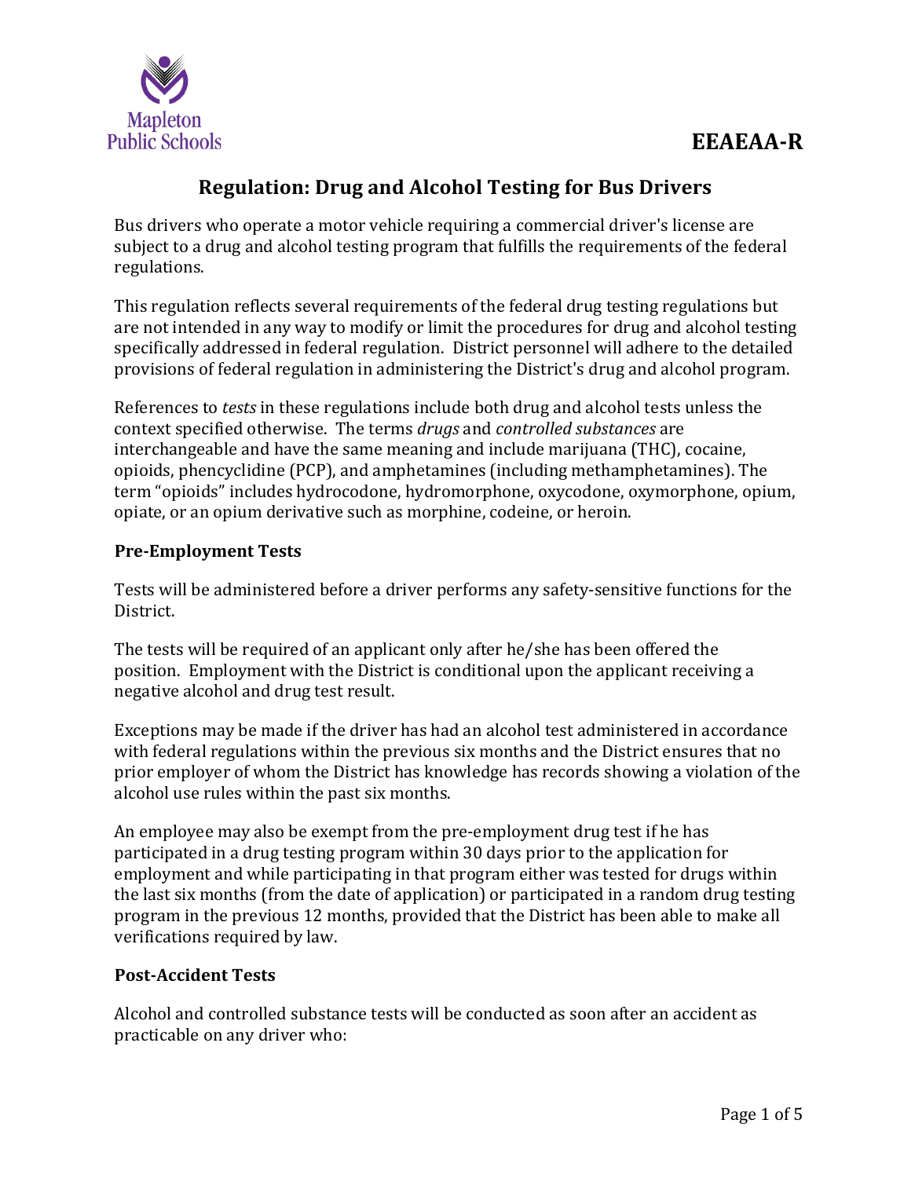# EEAEAA-R

## Regulation: Drug and Alcohol Testing for Bus Drivers

Bus drivers who operate a motor vehicle requiring a commercial driver's license are subject to a drug and alcohol testing program that fulfills the requirements of the federal regulations.

This regulation reflects several requirements of the federal drug testing regulations but are not intended in any way to modify or limit the procedures for drug and alcohol testing specifically addressed in federal regulation. District personnel will adhere to the detailed provisions of federal regulation in administering the District's drug and alcohol program.

References to *tests* in these regulations include both drug and alcohol tests unless the context specified otherwise. The terms *drugs* and *controlled substances* are interchangeable and have the same meaning and include marijuana (THC), cocaine, opioids, phencyclidine (PCP), and amphetamines (including methamphetamines). The term "opioids" includes hydrocodone, hydromorphone, oxycodone, oxymorphone, opium, opiate, or an opium derivative such as morphine, codeine, or heroin.

### Pre-Employment Tests

Tests will be administered before a driver performs any safety-sensitive functions for the District.

The tests will be required of an applicant only after he/she has been offered the position. Employment with the District is conditional upon the applicant receiving a negative alcohol and drug test result.

Exceptions may be made if the driver has had an alcohol test administered in accordance with federal regulations within the previous six months and the District ensures that no prior employer of whom the District has knowledge has records showing a violation of the alcohol use rules within the past six months.

An employee may also be exempt from the pre-employment drug test if he has participated in a drug testing program within 30 days prior to the application for employment and while participating in that program either was tested for drugs within the last six months (from the date of application) or participated in a random drug testing program in the previous 12 months, provided that the District has been able to make all verifications required by law.

### Post-Accident Tests

Alcohol and controlled substance tests will be conducted as soon after an accident as practicable on any driver who: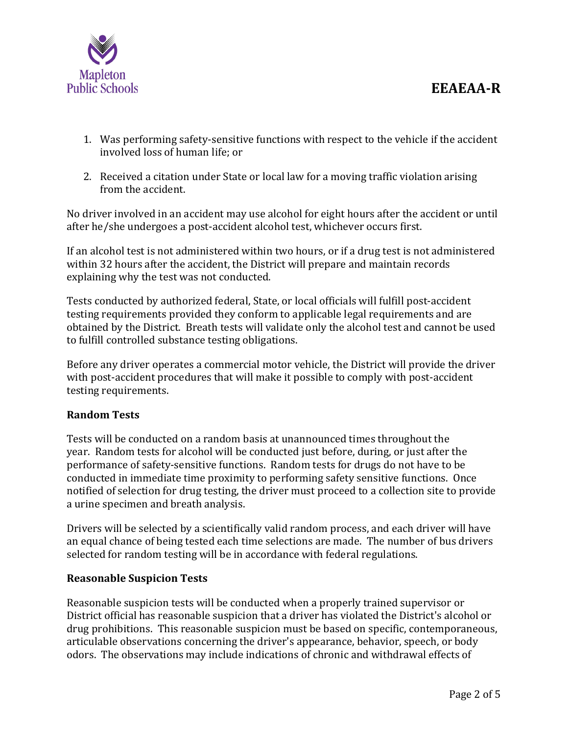1. Was performing safety-sensitive functions with respect to the vehicle if the accident involved loss of human life; or

2. Received a citation under State or local law for a moving traffic violation arising from the accident.

No driver involved in an accident may use alcohol for eight hours after the accident or until after he/she undergoes a post-accident alcohol test, whichever occurs first.

If an alcohol test is not administered within two hours, or if a drug test is not administered within 32 hours after the accident, the District will prepare and maintain records explaining why the test was not conducted.

Tests conducted by authorized federal, State, or local officials will fulfill post-accident testing requirements provided they conform to applicable legal requirements and are obtained by the District. Breath tests will validate only the alcohol test and cannot be used to fulfill controlled substance testing obligations.

Before any driver operates a commercial motor vehicle, the District will provide the driver with post-accident procedures that will make it possible to comply with post-accident testing requirements.

**Random Tests**

Tests will be conducted on a random basis at unannounced times throughout the year. Random tests for alcohol will be conducted just before, during, or just after the performance of safety-sensitive functions. Random tests for drugs do not have to be conducted in immediate time proximity to performing safety sensitive functions. Once notified of selection for drug testing, the driver must proceed to a collection site to provide a urine specimen and breath analysis.

Drivers will be selected by a scientifically valid random process, and each driver will have an equal chance of being tested each time selections are made. The number of bus drivers selected for random testing will be in accordance with federal regulations.

**Reasonable Suspicion Tests**

Reasonable suspicion tests will be conducted when a properly trained supervisor or District official has reasonable suspicion that a driver has violated the District's alcohol or drug prohibitions. This reasonable suspicion must be based on specific, contemporaneous, articulable observations concerning the driver's appearance, behavior, speech, or body odors. The observations may include indications of chronic and withdrawal effects of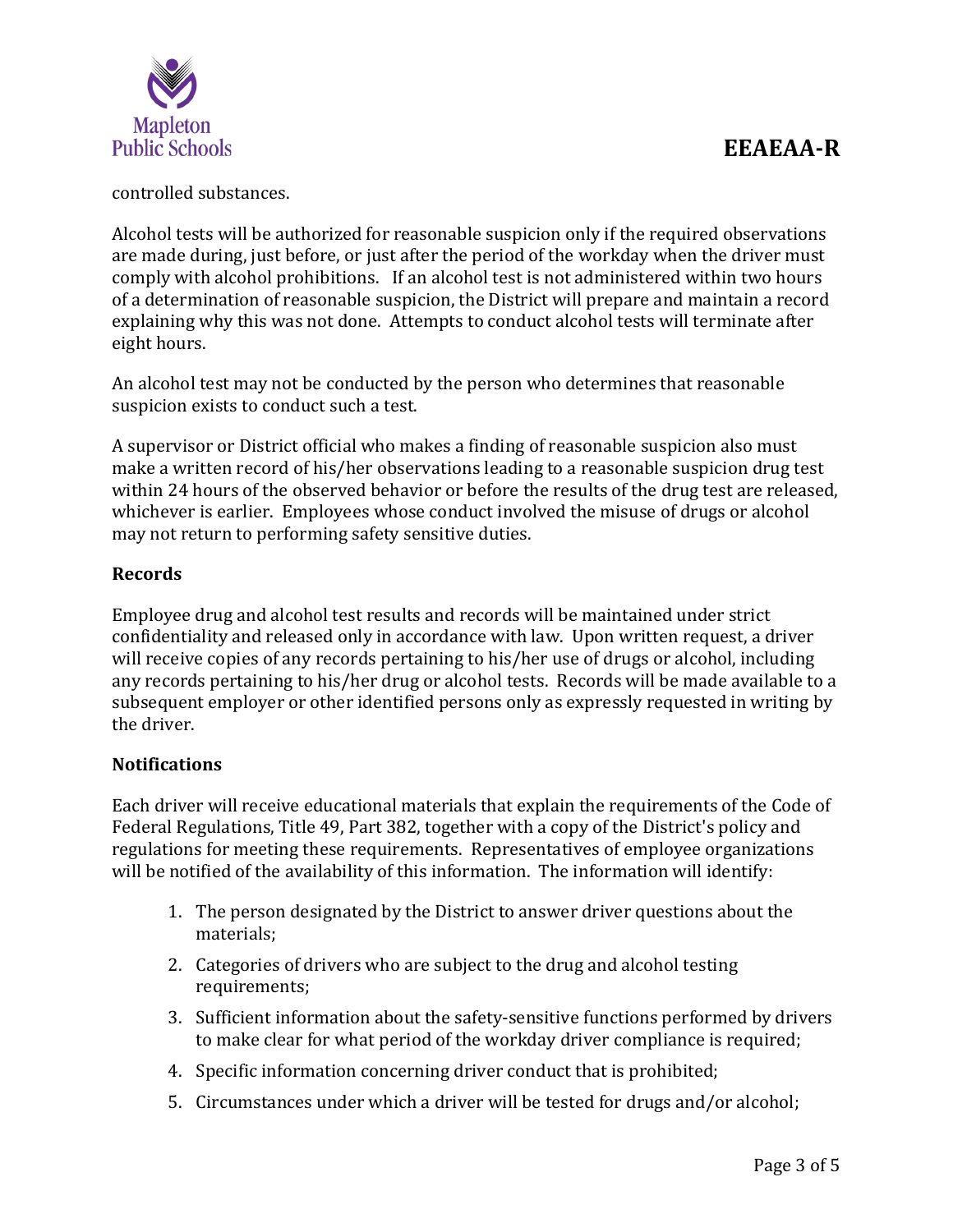controlled substances.

Alcohol tests will be authorized for reasonable suspicion only if the required observations are made during, just before, or just after the period of the workday when the driver must comply with alcohol prohibitions. If an alcohol test is not administered within two hours of a determination of reasonable suspicion, the District will prepare and maintain a record explaining why this was not done. Attempts to conduct alcohol tests will terminate after eight hours.

An alcohol test may not be conducted by the person who determines that reasonable suspicion exists to conduct such a test.

A supervisor or District official who makes a finding of reasonable suspicion also must make a written record of his/her observations leading to a reasonable suspicion drug test within 24 hours of the observed behavior or before the results of the drug test are released, whichever is earlier. Employees whose conduct involved the misuse of drugs or alcohol may not return to performing safety sensitive duties.

**Records**

Employee drug and alcohol test results and records will be maintained under strict confidentiality and released only in accordance with law. Upon written request, a driver will receive copies of any records pertaining to his/her use of drugs or alcohol, including any records pertaining to his/her drug or alcohol tests. Records will be made available to a subsequent employer or other identified persons only as expressly requested in writing by the driver.

**Notifications**

Each driver will receive educational materials that explain the requirements of the Code of Federal Regulations, Title 49, Part 382, together with a copy of the District's policy and regulations for meeting these requirements. Representatives of employee organizations will be notified of the availability of this information. The information will identify:

1. The person designated by the District to answer driver questions about the materials;
2. Categories of drivers who are subject to the drug and alcohol testing requirements;
3. Sufficient information about the safety-sensitive functions performed by drivers to make clear for what period of the workday driver compliance is required;
4. Specific information concerning driver conduct that is prohibited;
5. Circumstances under which a driver will be tested for drugs and/or alcohol;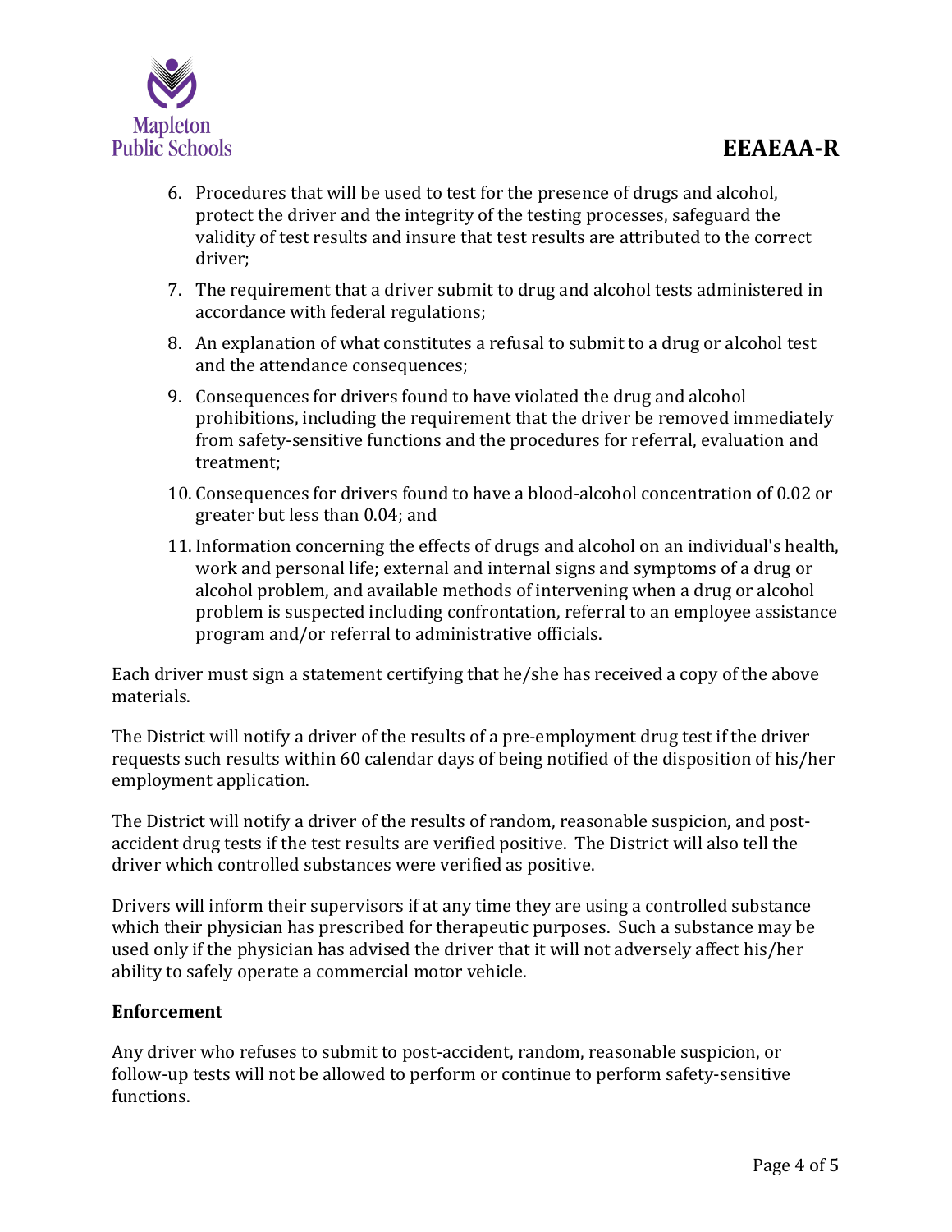6. Procedures that will be used to test for the presence of drugs and alcohol, protect the driver and the integrity of the testing processes, safeguard the validity of test results and insure that test results are attributed to the correct driver;
7. The requirement that a driver submit to drug and alcohol tests administered in accordance with federal regulations;
8. An explanation of what constitutes a refusal to submit to a drug or alcohol test and the attendance consequences;
9. Consequences for drivers found to have violated the drug and alcohol prohibitions, including the requirement that the driver be removed immediately from safety-sensitive functions and the procedures for referral, evaluation and treatment;
10. Consequences for drivers found to have a blood-alcohol concentration of 0.02 or greater but less than 0.04; and
11. Information concerning the effects of drugs and alcohol on an individual's health, work and personal life; external and internal signs and symptoms of a drug or alcohol problem, and available methods of intervening when a drug or alcohol problem is suspected including confrontation, referral to an employee assistance program and/or referral to administrative officials.

Each driver must sign a statement certifying that he/she has received a copy of the above materials.

The District will notify a driver of the results of a pre-employment drug test if the driver requests such results within 60 calendar days of being notified of the disposition of his/her employment application.

The District will notify a driver of the results of random, reasonable suspicion, and post-accident drug tests if the test results are verified positive. The District will also tell the driver which controlled substances were verified as positive.

Drivers will inform their supervisors if at any time they are using a controlled substance which their physician has prescribed for therapeutic purposes. Such a substance may be used only if the physician has advised the driver that it will not adversely affect his/her ability to safely operate a commercial motor vehicle.

**Enforcement**

Any driver who refuses to submit to post-accident, random, reasonable suspicion, or follow-up tests will not be allowed to perform or continue to perform safety-sensitive functions.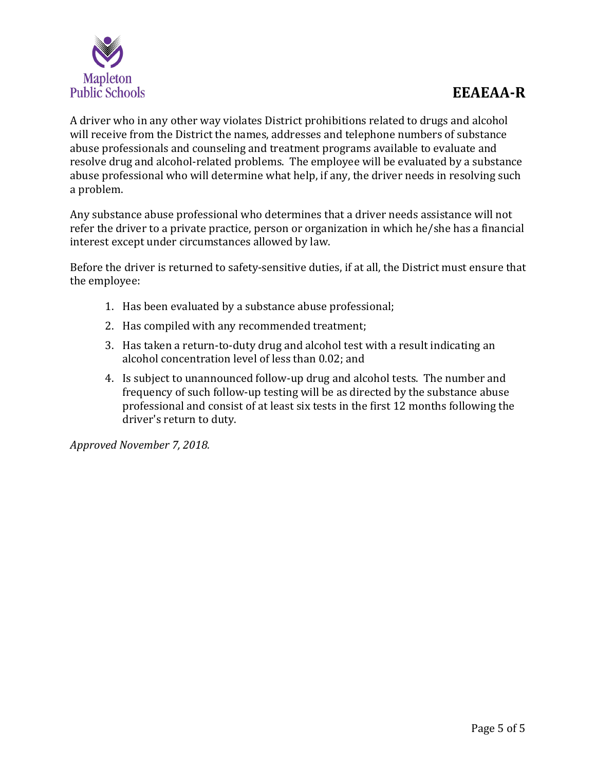A driver who in any other way violates District prohibitions related to drugs and alcohol will receive from the District the names, addresses and telephone numbers of substance abuse professionals and counseling and treatment programs available to evaluate and resolve drug and alcohol-related problems. The employee will be evaluated by a substance abuse professional who will determine what help, if any, the driver needs in resolving such a problem.

Any substance abuse professional who determines that a driver needs assistance will not refer the driver to a private practice, person or organization in which he/she has a financial interest except under circumstances allowed by law.

Before the driver is returned to safety-sensitive duties, if at all, the District must ensure that the employee:

1. Has been evaluated by a substance abuse professional;
2. Has compiled with any recommended treatment;
3. Has taken a return-to-duty drug and alcohol test with a result indicating an alcohol concentration level of less than 0.02; and
4. Is subject to unannounced follow-up drug and alcohol tests. The number and frequency of such follow-up testing will be as directed by the substance abuse professional and consist of at least six tests in the first 12 months following the driver's return to duty.

*Approved November 7, 2018.*